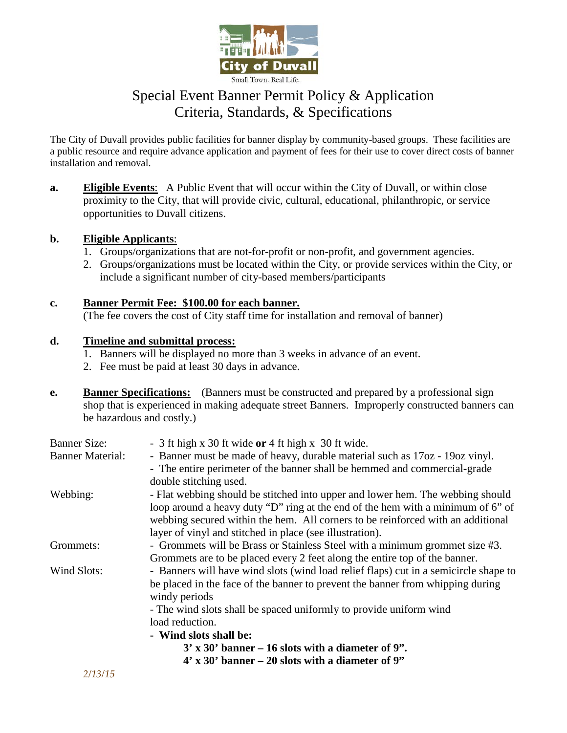City of Duvall

Small Town. Real Life.

# Special Event Banner Permit Policy & Application
## Criteria, Standards, & Specifications

The City of Duvall provides public facilities for banner display by community-based groups. These facilities are a public resource and require advance application and payment of fees for their use to cover direct costs of banner installation and removal.

**a.** **Eligible Events**: A Public Event that will occur within the City of Duvall, or within close proximity to the City, that will provide civic, cultural, educational, philanthropic, or service opportunities to Duvall citizens.

**b.** **Eligible Applicants**:

1. Groups/organizations that are not-for-profit or non-profit, and government agencies.
2. Groups/organizations must be located within the City, or provide services within the City, or include a significant number of city-based members/participants

**c.** **Banner Permit Fee: $100.00 for each banner.**
(The fee covers the cost of City staff time for installation and removal of banner)

**d.** **Timeline and submittal process:**

1. Banners will be displayed no more than 3 weeks in advance of an event.
2. Fee must be paid at least 30 days in advance.

**e.** **Banner Specifications:** (Banners must be constructed and prepared by a professional sign shop that is experienced in making adequate street Banners. Improperly constructed banners can be hazardous and costly.)

Banner Size: - 3 ft high x 30 ft wide **or** 4 ft high x 30 ft wide.

Banner Material: - Banner must be made of heavy, durable material such as 17oz - 19oz vinyl.
- The entire perimeter of the banner shall be hemmed and commercial-grade double stitching used.

Webbing: - Flat webbing should be stitched into upper and lower hem. The webbing should loop around a heavy duty "D" ring at the end of the hem with a minimum of 6" of webbing secured within the hem. All corners to be reinforced with an additional layer of vinyl and stitched in place (see illustration).

Grommets: - Grommets will be Brass or Stainless Steel with a minimum grommet size #3. Grommets are to be placed every 2 feet along the entire top of the banner.

Wind Slots: - Banners will have wind slots (wind load relief flaps) cut in a semicircle shape to be placed in the face of the banner to prevent the banner from whipping during windy periods
- The wind slots shall be spaced uniformly to provide uniform wind load reduction.
- **Wind slots shall be:**
  - **3' x 30' banner – 16 slots with a diameter of 9".**
  - **4' x 30' banner – 20 slots with a diameter of 9"**

*2/13/15*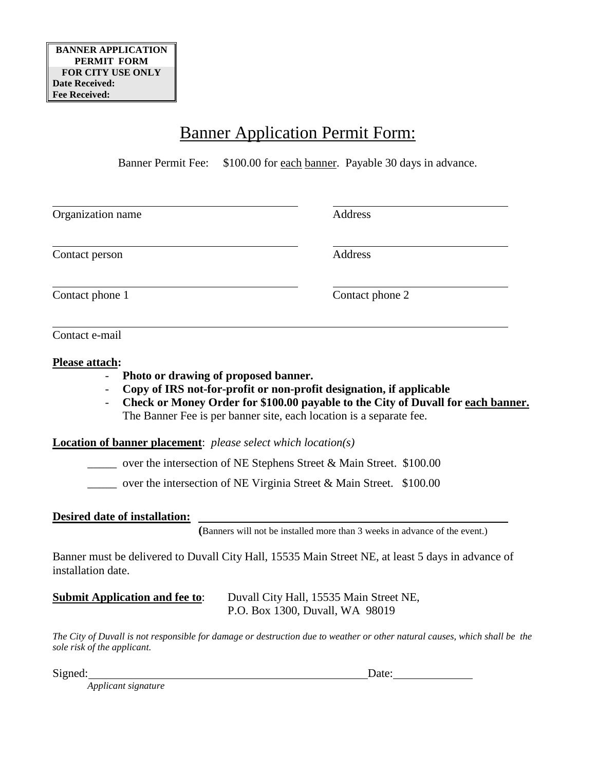**BANNER APPLICATION PERMIT FORM**
**FOR CITY USE ONLY**
**Date Received:**
**Fee Received:**

# Banner Application Permit Form:

Banner Permit Fee: $100.00 for each banner. Payable 30 days in advance.

Organization name ______________________ Address ______________________

Contact person ______________________ Address ______________________

Contact phone 1 ______________________ Contact phone 2 ______________________

Contact e-mail ______________________________________________

**Please attach:**

- **Photo or drawing of proposed banner.**
- **Copy of IRS not-for-profit or non-profit designation, if applicable**
- **Check or Money Order for $100.00 payable to the City of Duvall for each banner.** The Banner Fee is per banner site, each location is a separate fee.

**Location of banner placement**: *please select which location(s)*

_____ over the intersection of NE Stephens Street & Main Street. $100.00

_____ over the intersection of NE Virginia Street & Main Street. $100.00

**Desired date of installation:** ______________________________________________

**(**Banners will not be installed more than 3 weeks in advance of the event.)

Banner must be delivered to Duvall City Hall, 15535 Main Street NE, at least 5 days in advance of installation date.

**Submit Application and fee to**: Duvall City Hall, 15535 Main Street NE, P.O. Box 1300, Duvall, WA 98019

*The City of Duvall is not responsible for damage or destruction due to weather or other natural causes, which shall be the sole risk of the applicant.*

Signed: ______________________________________________ Date: ______________

*Applicant signature*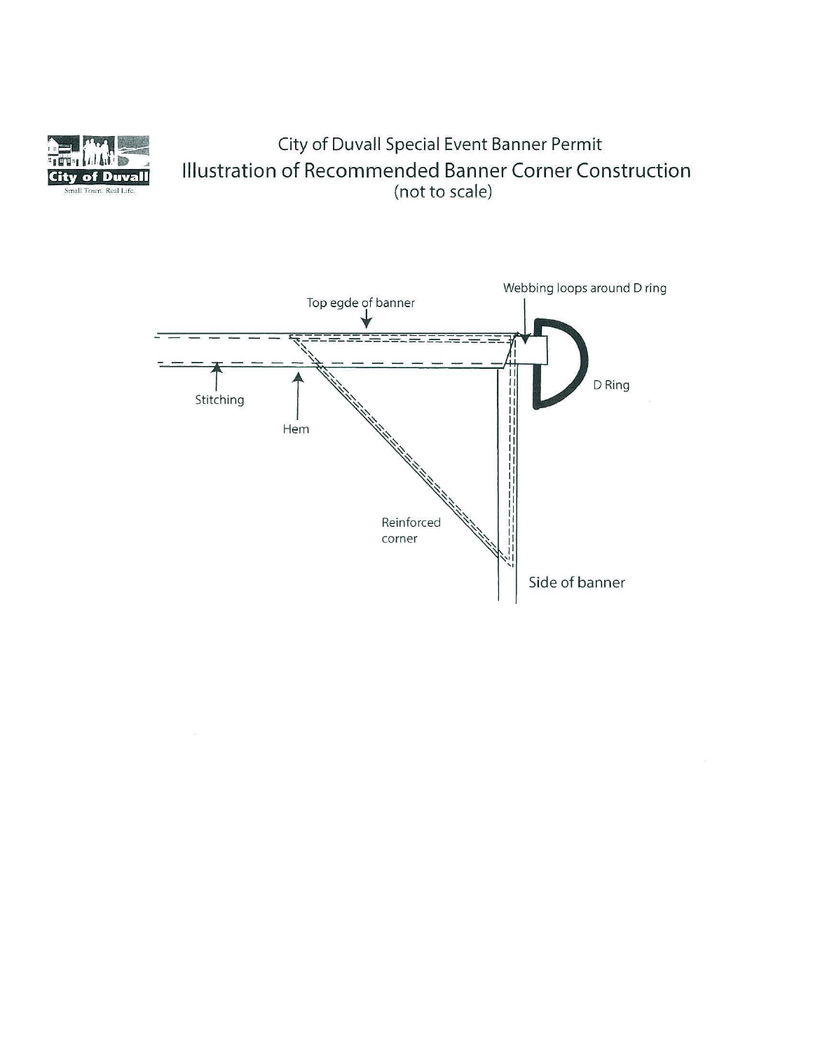City of Duvall

Small Town. Real Life.

City of Duvall Special Event Banner Permit

# Illustration of Recommended Banner Corner Construction

(not to scale)

Webbing loops around D ring

Top egde of banner

D Ring

Stitching

Hem

Reinforced corner

Side of banner